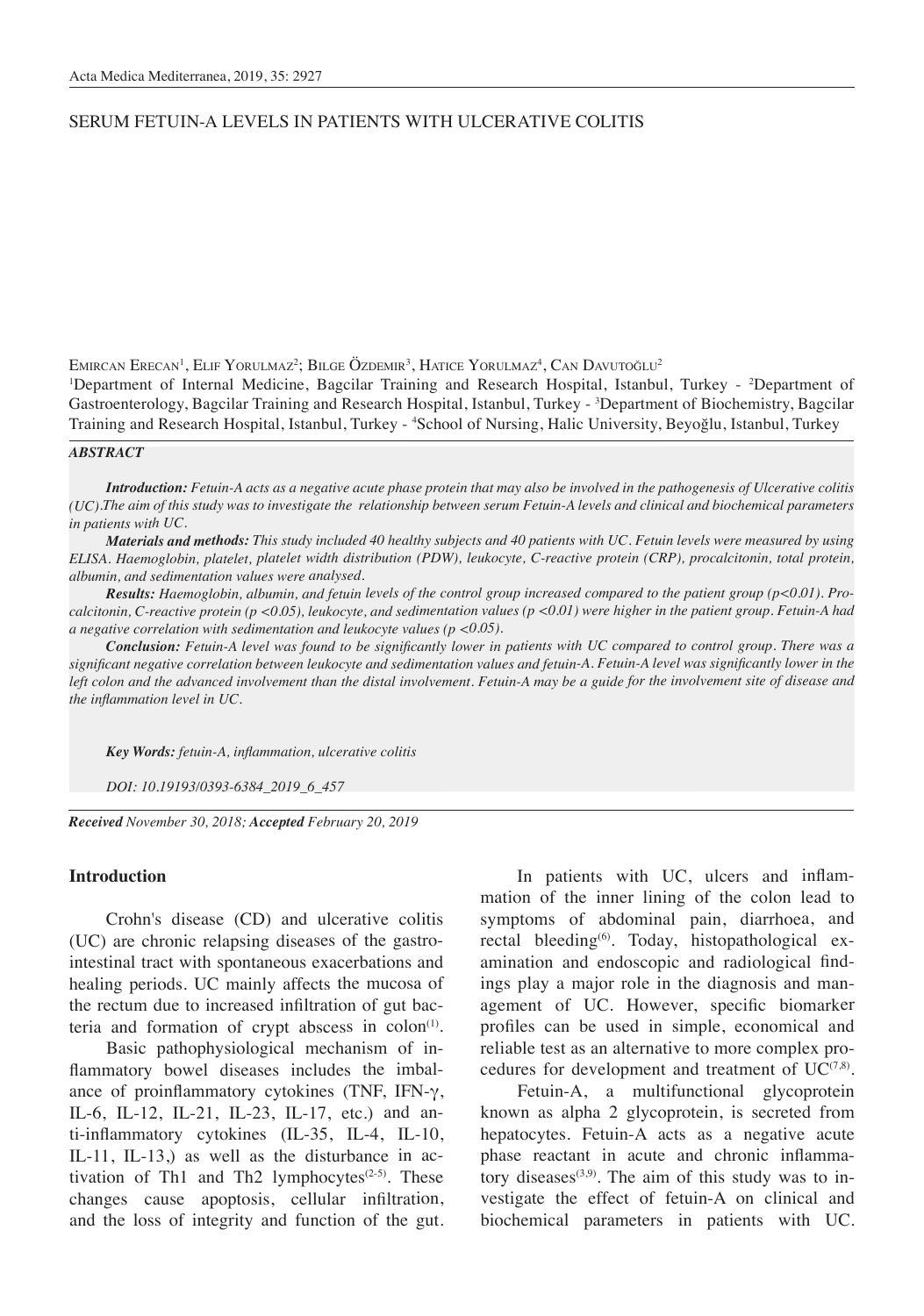# SERUM FETUIN-A LEVELS IN PATIENTS WITH ULCERATIVE COLITIS

Emircan Erecan[1], Elif Yorulmaz[2]; Bilge Özdemir[3], Hatice Yorulmaz[4], Can Davutoğlu[2]

[1]Department of Internal Medicine, Bagcilar Training and Research Hospital, Istanbul, Turkey - [2]Department of Gastroenterology, Bagcilar Training and Research Hospital, Istanbul, Turkey - [3]Department of Biochemistry, Bagcilar Training and Research Hospital, Istanbul, Turkey - [4]School of Nursing, Halic University, Beyoğlu, Istanbul, Turkey

## ABSTRACT

***Introduction:*** *Fetuin-A acts as a negative acute phase protein that may also be involved in the pathogenesis of Ulcerative colitis (UC).The aim of this study was to investigate the relationship between serum Fetuin-A levels and clinical and biochemical parameters in patients with UC.*

***Materials and methods:*** *This study included 40 healthy subjects and 40 patients with UC. Fetuin levels were measured by using ELISA. Haemoglobin, platelet, platelet width distribution (PDW), leukocyte, C-reactive protein (CRP), procalcitonin, total protein, albumin, and sedimentation values were analysed.*

***Results:*** *Haemoglobin, albumin, and fetuin levels of the control group increased compared to the patient group ($p<0.01$). Procalcitonin, C-reactive protein ($p<0.05$), leukocyte, and sedimentation values ($p<0.01$) were higher in the patient group. Fetuin-A had a negative correlation with sedimentation and leukocyte values ($p<0.05$).*

***Conclusion:*** *Fetuin-A level was found to be significantly lower in patients with UC compared to control group. There was a significant negative correlation between leukocyte and sedimentation values and fetuin-A. Fetuin-A level was significantly lower in the left colon and the advanced involvement than the distal involvement. Fetuin-A may be a guide for the involvement site of disease and the inflammation level in UC.*

***Key Words:*** *fetuin-A, inflammation, ulcerative colitis*

*DOI: 10.19193/0393-6384_2019_6_457*

***Received*** *November 30, 2018;* ***Accepted*** *February 20, 2019*

## Introduction

Crohn's disease (CD) and ulcerative colitis (UC) are chronic relapsing diseases of the gastrointestinal tract with spontaneous exacerbations and healing periods. UC mainly affects the mucosa of the rectum due to increased infiltration of gut bacteria and formation of crypt abscess in colon[1].

Basic pathophysiological mechanism of inflammatory bowel diseases includes the imbalance of proinflammatory cytokines (TNF, IFN-γ, IL-6, IL-12, IL-21, IL-23, IL-17, etc.) and anti-inflammatory cytokines (IL-35, IL-4, IL-10, IL-11, IL-13,) as well as the disturbance in activation of Th1 and Th2 lymphocytes[2-5]. These changes cause apoptosis, cellular infiltration, and the loss of integrity and function of the gut.

In patients with UC, ulcers and inflammation of the inner lining of the colon lead to symptoms of abdominal pain, diarrhoea, and rectal bleeding[6]. Today, histopathological examination and endoscopic and radiological findings play a major role in the diagnosis and management of UC. However, specific biomarker profiles can be used in simple, economical and reliable test as an alternative to more complex procedures for development and treatment of UC[7,8].

Fetuin-A, a multifunctional glycoprotein known as alpha 2 glycoprotein, is secreted from hepatocytes. Fetuin-A acts as a negative acute phase reactant in acute and chronic inflammatory diseases[3,9]. The aim of this study was to investigate the effect of fetuin-A on clinical and biochemical parameters in patients with UC.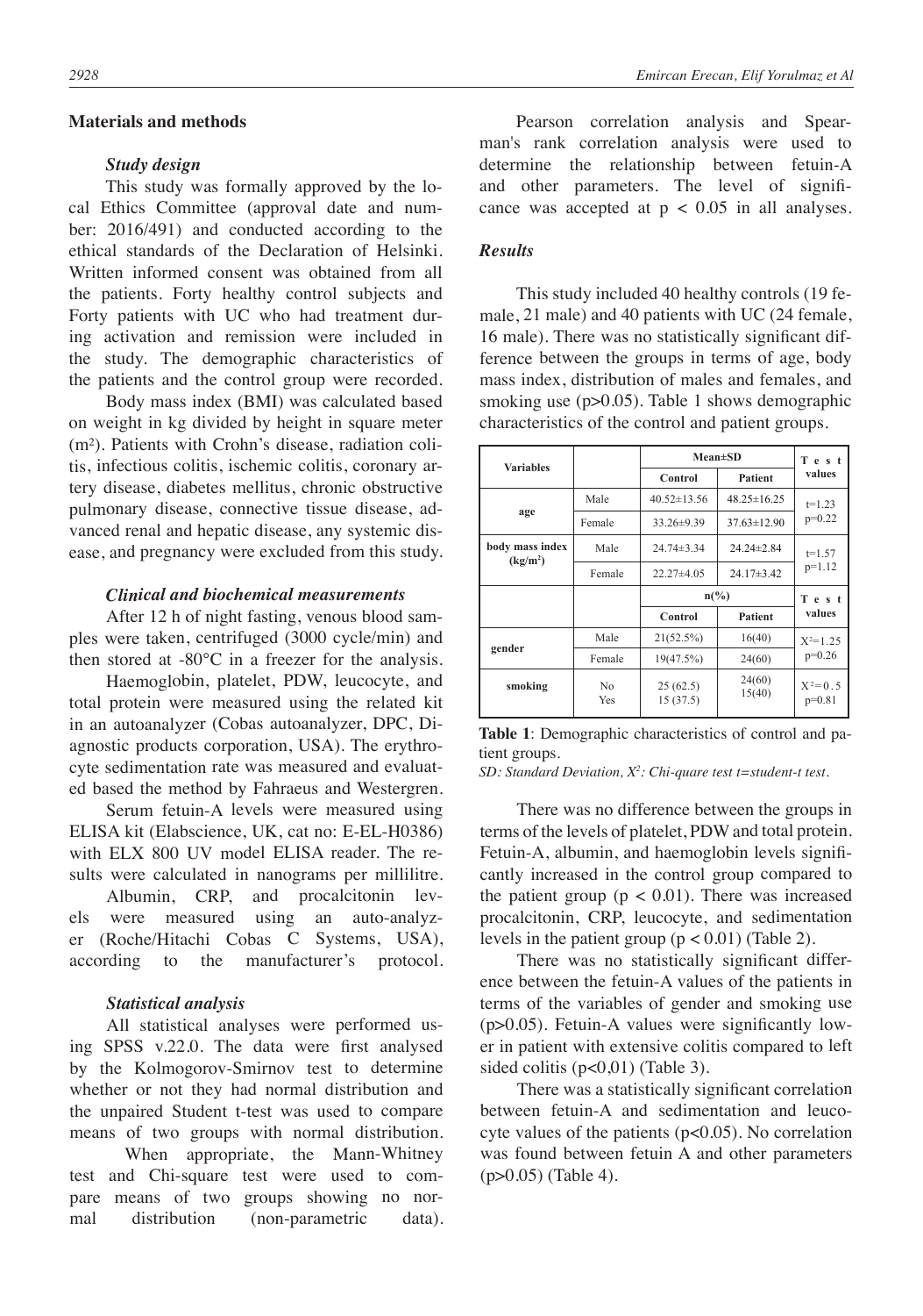## Materials and methods

### *Study design*

This study was formally approved by the local Ethics Committee (approval date and number: 2016/491) and conducted according to the ethical standards of the Declaration of Helsinki. Written informed consent was obtained from all the patients. Forty healthy control subjects and Forty patients with UC who had treatment during activation and remission were included in the study. The demographic characteristics of the patients and the control group were recorded.

Body mass index (BMI) was calculated based on weight in kg divided by height in square meter ($m^2$). Patients with Crohn's disease, radiation colitis, infectious colitis, ischemic colitis, coronary artery disease, diabetes mellitus, chronic obstructive pulmonary disease, connective tissue disease, advanced renal and hepatic disease, any systemic disease, and pregnancy were excluded from this study.

### *Clinical and biochemical measurements*

After 12 h of night fasting, venous blood samples were taken, centrifuged (3000 cycle/min) and then stored at -80°C in a freezer for the analysis.

Haemoglobin, platelet, PDW, leucocyte, and total protein were measured using the related kit in an autoanalyzer (Cobas autoanalyzer, DPC, Diagnostic products corporation, USA). The erythrocyte sedimentation rate was measured and evaluated based the method by Fahraeus and Westergren.

Serum fetuin-A levels were measured using ELISA kit (Elabscience, UK, cat no: E-EL-H0386) with ELX 800 UV model ELISA reader. The results were calculated in nanograms per millilitre.

Albumin, CRP, and procalcitonin levels were measured using an auto-analyzer (Roche/Hitachi Cobas C Systems, USA), according to the manufacturer's protocol.

### *Statistical analysis*

All statistical analyses were performed using SPSS v.22.0. The data were first analysed by the Kolmogorov-Smirnov test to determine whether or not they had normal distribution and the unpaired Student t-test was used to compare means of two groups with normal distribution.

When appropriate, the Mann-Whitney test and Chi-square test were used to compare means of two groups showing no normal distribution (non-parametric data).

Pearson correlation analysis and Spearman's rank correlation analysis were used to determine the relationship between fetuin-A and other parameters. The level of significance was accepted at $p < 0.05$ in all analyses.

### *Results*

This study included 40 healthy controls (19 female, 21 male) and 40 patients with UC (24 female, 16 male). There was no statistically significant difference between the groups in terms of age, body mass index, distribution of males and females, and smoking use (p>0.05). Table 1 shows demographic characteristics of the control and patient groups.

| Variables | | Mean±SD | | Test values |
|---|---|---|---|---|
| | | Control | Patient | |
| age | Male | 40.52±13.56 | 48.25±16.25 | t=1.23 p=0.22 |
| | Female | 33.26±9.39 | 37.63±12.90 | |
| body mass index (kg/m²) | Male | 24.74±3.34 | 24.24±2.84 | t=1.57 p=1.12 |
| | Female | 22.27±4.05 | 24.17±3.42 | |
| | | n(%) | | Test values |
| | | Control | Patient | |
| gender | Male | 21(52.5%) | 16(40) | $X^2$=1.25 p=0.26 |
| | Female | 19(47.5%) | 24(60) | |
| smoking | No<br>Yes | 25 (62.5)<br>15 (37.5) | 24(60)<br>15(40) | $X^2$=0.5 p=0.81 |

**Table 1**: Demographic characteristics of control and patient groups.

*SD: Standard Deviation, $X^2$: Chi-quare test t=student-t test.*

There was no difference between the groups in terms of the levels of platelet, PDW and total protein. Fetuin-A, albumin, and haemoglobin levels significantly increased in the control group compared to the patient group ($p < 0.01$). There was increased procalcitonin, CRP, leucocyte, and sedimentation levels in the patient group ($p < 0.01$) (Table 2).

There was no statistically significant difference between the fetuin-A values of the patients in terms of the variables of gender and smoking use (p>0.05). Fetuin-A values were significantly lower in patient with extensive colitis compared to left sided colitis (p<0,01) (Table 3).

There was a statistically significant correlation between fetuin-A and sedimentation and leucocyte values of the patients (p<0.05). No correlation was found between fetuin A and other parameters (p>0.05) (Table 4).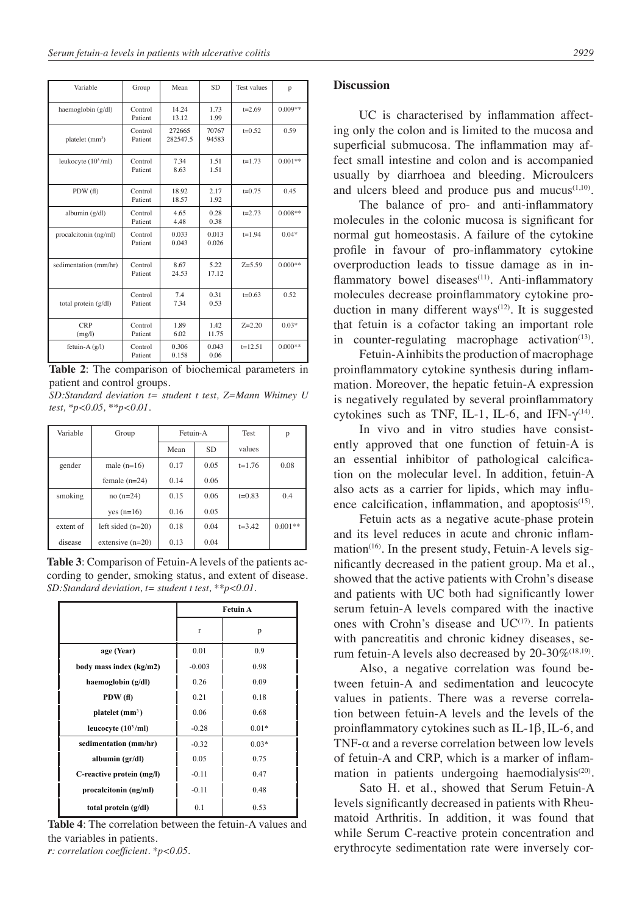| Variable | Group | Mean | SD | Test values | p |
|---|---|---|---|---|---|
| haemoglobin (g/dl) | Control<br>Patient | 14.24<br>13.12 | 1.73<br>1.99 | t=2.69 | 0.009** |
| platelet (mm$^3$) | Control<br>Patient | 272665<br>282547.5 | 70767<br>94583 | t=0.52 | 0.59 |
| leukocyte (10$^3$/ml) | Control<br>Patient | 7.34<br>8.63 | 1.51<br>1.51 | t=1.73 | 0.001** |
| PDW (fl) | Control<br>Patient | 18.92<br>18.57 | 2.17<br>1.92 | t=0.75 | 0.45 |
| albumin (g/dl) | Control<br>Patient | 4.65<br>4.48 | 0.28<br>0.38 | t=2.73 | 0.008** |
| procalcitonin (ng/ml) | Control<br>Patient | 0.033<br>0.043 | 0.013<br>0.026 | t=1.94 | 0.04* |
| sedimentation (mm/hr) | Control<br>Patient | 8.67<br>24.53 | 5.22<br>17.12 | Z=5.59 | 0.000** |
| total protein (g/dl) | Control<br>Patient | 7.4<br>7.34 | 0.31<br>0.53 | t=0.63 | 0.52 |
| CRP (mg/l) | Control<br>Patient | 1.89<br>6.02 | 1.42<br>11.75 | Z=2.20 | 0.03* |
| fetuin-A (g/l) | Control<br>Patient | 0.306<br>0.158 | 0.043<br>0.06 | t=12.51 | 0.000** |

**Table 2**: The comparison of biochemical parameters in patient and control groups.
*SD:Standard deviation t= student t test, Z=Mann Whitney U test, *p<0.05, **p<0.01.*

| Variable | Group | Fetuin-A | | Test | p |
|---|---|---|---|---|---|
| | | Mean | SD | values | |
| gender | male (n=16) | 0.17 | 0.05 | t=1.76 | 0.08 |
| | female (n=24) | 0.14 | 0.06 | | |
| smoking | no (n=24) | 0.15 | 0.06 | t=0.83 | 0.4 |
| | yes (n=16) | 0.16 | 0.05 | | |
| extent of disease | left sided (n=20) | 0.18 | 0.04 | t=3.42 | 0.001** |
| | extensive (n=20) | 0.13 | 0.04 | | |

**Table 3**: Comparison of Fetuin-A levels of the patients according to gender, smoking status, and extent of disease.
*SD:Standard deviation, t= student t test, **p<0.01.*

| | Fetuin A | |
|---|---|---|
| | r | p |
| **age (Year)** | 0.01 | 0.9 |
| **body mass index (kg/m2)** | -0.003 | 0.98 |
| **haemoglobin (g/dl)** | 0.26 | 0.09 |
| **PDW (fl)** | 0.21 | 0.18 |
| **platelet (mm$^3$)** | 0.06 | 0.68 |
| **leucocyte (10$^3$/ml)** | -0.28 | 0.01* |
| **sedimentation (mm/hr)** | -0.32 | 0.03* |
| **albumin (gr/dl)** | 0.05 | 0.75 |
| **C-reactive protein (mg/l)** | -0.11 | 0.47 |
| **procalcitonin (ng/ml)** | -0.11 | 0.48 |
| **total protein (g/dl)** | 0.1 | 0.53 |

**Table 4**: The correlation between the fetuin-A values and the variables in patients.
*r: correlation coefficient. *p<0.05.*

## Discussion

UC is characterised by inflammation affecting only the colon and is limited to the mucosa and superficial submucosa. The inflammation may affect small intestine and colon and is accompanied usually by diarrhoea and bleeding. Microulcers and ulcers bleed and produce pus and mucus[1,10].

The balance of pro- and anti-inflammatory molecules in the colonic mucosa is significant for normal gut homeostasis. A failure of the cytokine profile in favour of pro-inflammatory cytokine overproduction leads to tissue damage as in inflammatory bowel diseases[11]. Anti-inflammatory molecules decrease proinflammatory cytokine production in many different ways[12]. It is suggested that fetuin is a cofactor taking an important role in counter-regulating macrophage activation[13].

Fetuin-A inhibits the production of macrophage proinflammatory cytokine synthesis during inflammation. Moreover, the hepatic fetuin-A expression is negatively regulated by several proinflammatory cytokines such as TNF, IL-1, IL-6, and IFN-$\gamma$[14].

In vivo and in vitro studies have consistently approved that one function of fetuin-A is an essential inhibitor of pathological calcification on the molecular level. In addition, fetuin-A also acts as a carrier for lipids, which may influence calcification, inflammation, and apoptosis[15].

Fetuin acts as a negative acute-phase protein and its level reduces in acute and chronic inflammation[16]. In the present study, Fetuin-A levels significantly decreased in the patient group. Ma et al., showed that the active patients with Crohn's disease and patients with UC both had significantly lower serum fetuin-A levels compared with the inactive ones with Crohn's disease and UC[17]. In patients with pancreatitis and chronic kidney diseases, serum fetuin-A levels also decreased by 20-30%[18,19].

Also, a negative correlation was found between fetuin-A and sedimentation and leucocyte values in patients. There was a reverse correlation between fetuin-A levels and the levels of the proinflammatory cytokines such as IL-1$\beta$, IL-6, and TNF-$\alpha$ and a reverse correlation between low levels of fetuin-A and CRP, which is a marker of inflammation in patients undergoing haemodialysis[20].

Sato H. et al., showed that Serum Fetuin-A levels significantly decreased in patients with Rheumatoid Arthritis. In addition, it was found that while Serum C-reactive protein concentration and erythrocyte sedimentation rate were inversely cor-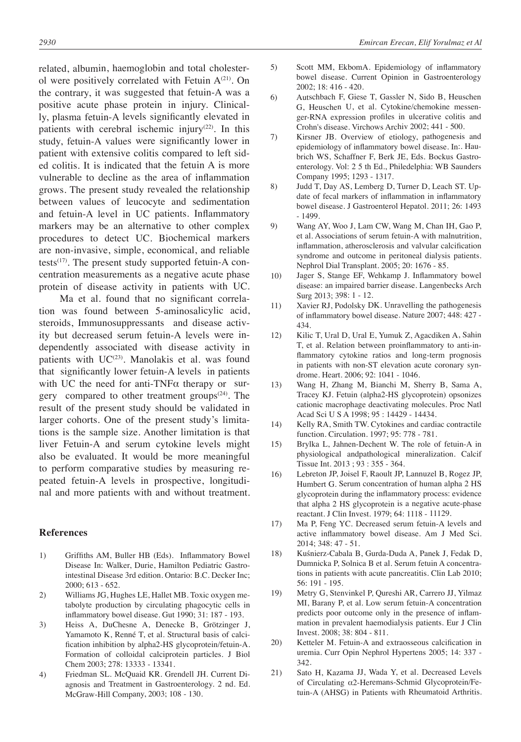related, albumin, haemoglobin and total cholesterol were positively correlated with Fetuin A[21]. On the contrary, it was suggested that fetuin-A was a positive acute phase protein in injury. Clinically, plasma fetuin-A levels significantly elevated in patients with cerebral ischemic injury[22]. In this study, fetuin-A values were significantly lower in patient with extensive colitis compared to left sided colitis. It is indicated that the fetuin A is more vulnerable to decline as the area of inflammation grows. The present study revealed the relationship between values of leucocyte and sedimentation and fetuin-A level in UC patients. Inflammatory markers may be an alternative to other complex procedures to detect UC. Biochemical markers are non-invasive, simple, economical, and reliable tests[17]. The present study supported fetuin-A concentration measurements as a negative acute phase protein of disease activity in patients with UC.

Ma et al. found that no significant correlation was found between 5-aminosalicylic acid, steroids, Immunosuppressants and disease activity but decreased serum fetuin-A levels were independently associated with disease activity in patients with UC[23]. Manolakis et al. was found that significantly lower fetuin-A levels in patients with UC the need for anti-TNFα therapy or surgery compared to other treatment groups[24]. The result of the present study should be validated in larger cohorts. One of the present study's limitations is the sample size. Another limitation is that liver Fetuin-A and serum cytokine levels might also be evaluated. It would be more meaningful to perform comparative studies by measuring repeated fetuin-A levels in prospective, longitudinal and more patients with and without treatment.

## References

1) Griffiths AM, Buller HB (Eds). Inflammatory Bowel Disease In: Walker, Durie, Hamilton Pediatric Gastrointestinal Disease 3rd edition. Ontario: B.C. Decker Inc; 2000; 613 - 652.
2) Williams JG, Hughes LE, Hallet MB. Toxic oxygen metabolyte production by circulating phagocytic cells in inflammatory bowel disease. Gut 1990; 31: 187 - 193.
3) Heiss A, DuChesne A, Denecke B, Grötzinger J, Yamamoto K, Renné T, et al. Structural basis of calcification inhibition by alpha2-HS glycoprotein/fetuin-A. Formation of colloidal calciprotein particles. J Biol Chem 2003; 278: 13333 - 13341.
4) Friedman SL. McQuaid KR. Grendell JH. Current Diagnosis and Treatment in Gastroenterology. 2 nd. Ed. McGraw-Hill Company, 2003; 108 - 130.
5) Scott MM, EkbomA. Epidemiology of inflammatory bowel disease. Current Opinion in Gastroenterology 2002; 18: 416 - 420.
6) Autschbach F, Giese T, Gassler N, Sido B, Heuschen G, Heuschen U, et al. Cytokine/chemokine messenger-RNA expression profiles in ulcerative colitis and Crohn's disease. Virchows Archiv 2002; 441 - 500.
7) Kirsner JB. Overview of etiology, pathogenesis and epidemiology of inflammatory bowel disease. In:. Haubrich WS, Schaffner F, Berk JE, Eds. Bockus Gastroenterology. Vol: 2 5 th Ed., Philedelphia: WB Saunders Company 1995; 1293 - 1317.
8) Judd T, Day AS, Lemberg D, Turner D, Leach ST. Update of fecal markers of inflammation in inflammatory bowel disease. J Gastroenterol Hepatol. 2011; 26: 1493 - 1499.
9) Wang AY, Woo J, Lam CW, Wang M, Chan IH, Gao P, et al. Associations of serum fetuin-A with malnutrition, inflammation, atherosclerosis and valvular calcification syndrome and outcome in peritoneal dialysis patients. Nephrol Dial Transplant. 2005; 20: 1676 - 85.
10) Jager S, Stange EF, Wehkamp J. Inflammatory bowel disease: an impaired barrier disease. Langenbecks Arch Surg 2013; 398: 1 - 12.
11) Xavier RJ, Podolsky DK. Unravelling the pathogenesis of inflammatory bowel disease. Nature 2007; 448: 427 - 434.
12) Kilic T, Ural D, Ural E, Yumuk Z, Agacdiken A, Sahin T, et al. Relation between proinflammatory to anti-inflammatory cytokine ratios and long-term prognosis in patients with non-ST elevation acute coronary syndrome. Heart. 2006; 92: 1041 - 1046.
13) Wang H, Zhang M, Bianchi M, Sherry B, Sama A, Tracey KJ. Fetuin (alpha2-HS glycoprotein) opsonizes cationic macrophage deactivating molecules. Proc Natl Acad Sci U S A 1998; 95 : 14429 - 14434.
14) Kelly RA, Smith TW. Cytokines and cardiac contractile function. Circulation. 1997; 95: 778 - 781.
15) Brylka L, Jahnen-Dechent W. The role of fetuin-A in physiological andpathological mineralization. Calcif Tissue Int. 2013 ; 93 : 355 - 364.
16) Lebreton JP, Joisel F, Raoult JP, Lannuzel B, Rogez JP, Humbert G. Serum concentration of human alpha 2 HS glycoprotein during the inflammatory process: evidence that alpha 2 HS glycoprotein is a negative acute-phase reactant. J Clin Invest. 1979; 64: 1118 - 11129.
17) Ma P, Feng YC. Decreased serum fetuin-A levels and active inflammatory bowel disease. Am J Med Sci. 2014; 348: 47 - 51.
18) Kuśnierz-Cabala B, Gurda-Duda A, Panek J, Fedak D, Dumnicka P, Solnica B et al. Serum fetuin A concentrations in patients with acute pancreatitis. Clin Lab 2010; 56: 191 - 195.
19) Metry G, Stenvinkel P, Qureshi AR, Carrero JJ, Yilmaz MI, Barany P, et al. Low serum fetuin-A concentration predicts poor outcome only in the presence of inflammation in prevalent haemodialysis patients. Eur J Clin Invest. 2008; 38: 804 - 811.
20) Ketteler M. Fetuin-A and extraosseous calcification in uremia. Curr Opin Nephrol Hypertens 2005; 14: 337 - 342.
21) Sato H, Kazama JJ, Wada Y, et al. Decreased Levels of Circulating α2-Heremans-Schmid Glycoprotein/Fetuin-A (AHSG) in Patients with Rheumatoid Arthritis.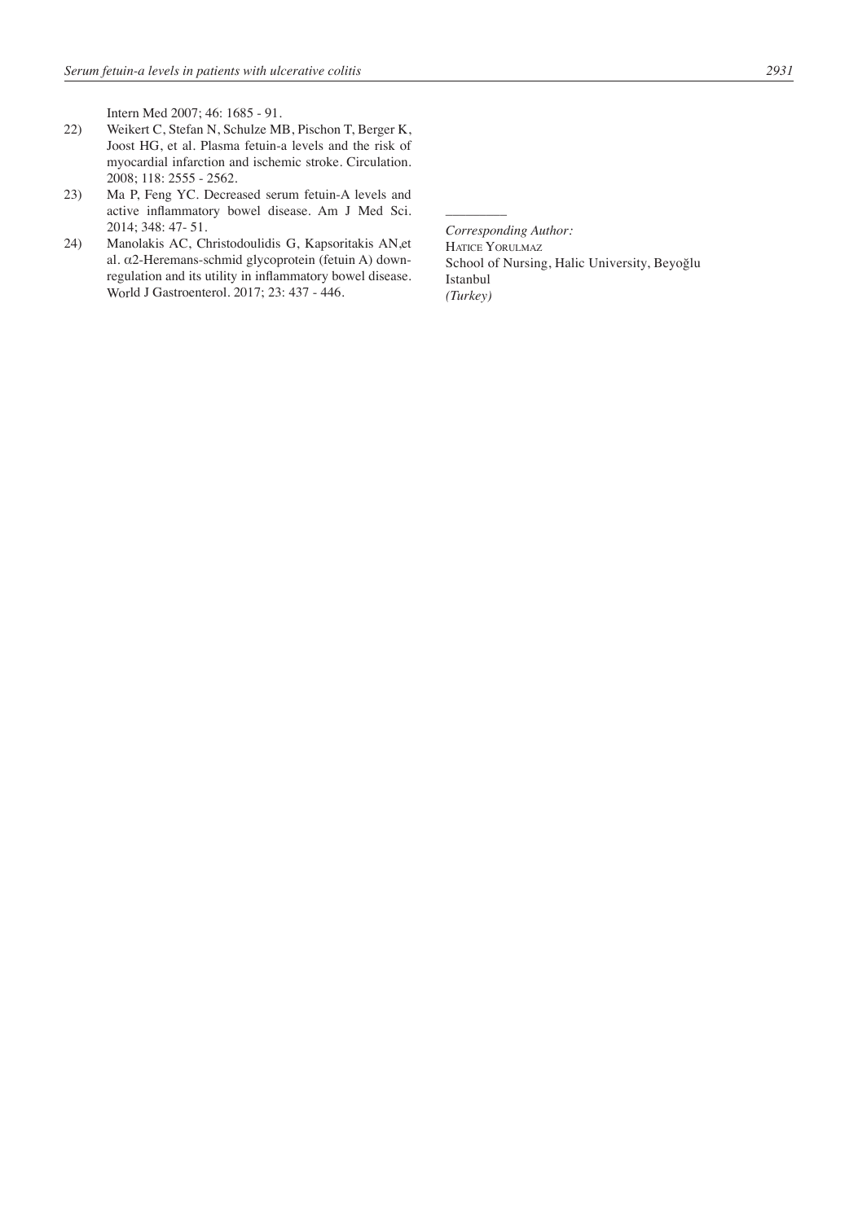Intern Med 2007; 46: 1685 - 91.

22) Weikert C, Stefan N, Schulze MB, Pischon T, Berger K, Joost HG, et al. Plasma fetuin-a levels and the risk of myocardial infarction and ischemic stroke. Circulation. 2008; 118: 2555 - 2562.
23) Ma P, Feng YC. Decreased serum fetuin-A levels and active inflammatory bowel disease. Am J Med Sci. 2014; 348: 47- 51.
24) Manolakis AC, Christodoulidis G, Kapsoritakis AN,et al. α2-Heremans-schmid glycoprotein (fetuin A) down-regulation and its utility in inflammatory bowel disease. World J Gastroenterol. 2017; 23: 437 - 446.

---

*Corresponding Author:*
Hatice Yorulmaz
School of Nursing, Halic University, Beyoğlu
Istanbul
*(Turkey)*